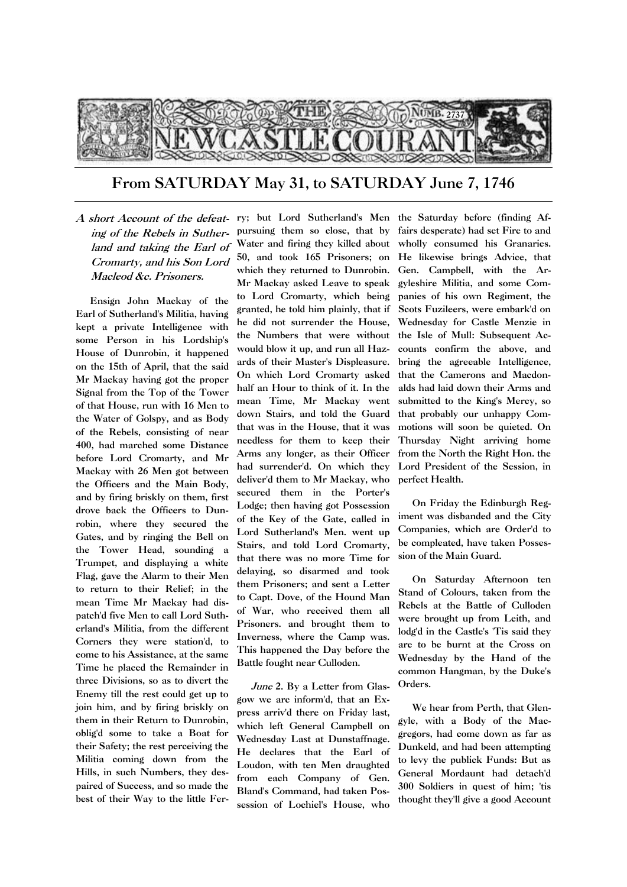# THE NEWCASTLE COURANT

NUMB. 2737

## From SATURDAY May 31, to SATURDAY June 7, 1746

### *A short Account of the defeating of the Rebels in Sutherland and taking the Earl of Cromarty, and his Son Lord Macleod &c. Prisoners.*

Ensign John Mackay of the Earl of Sutherland's Militia, having kept a private Intelligence with some Person in his Lordship's House of Dunrobin, it happened on the 15th of April, that the said Mr Mackay having got the proper Signal from the Top of the Tower of that House, run with 16 Men to the Water of Golspy, and as Body of the Rebels, consisting of near 400, had marched some Distance before Lord Cromarty, and Mr Mackay with 26 Men got between the Officers and the Main Body, and by firing briskly on them, first drove back the Officers to Dunrobin, where they secured the Gates, and by ringing the Bell on the Tower Head, sounding a Trumpet, and displaying a white Flag, gave the Alarm to their Men to return to their Relief; in the mean Time Mr Mackay had dispatch'd five Men to call Lord Sutherland's Militia, from the different Corners they were station'd, to come to his Assistance, at the same Time he placed the Remainder in three Divisions, so as to divert the Enemy till the rest could get up to join him, and by firing briskly on them in their Return to Dunrobin, oblig'd some to take a Boat for their Safety; the rest perceiving the Militia coming down from the Hills, in such Numbers, they despaired of Success, and so made the best of their Way to the little Ferry; but Lord Sutherland's Men pursuing them so close, that by Water and firing they killed about 50, and took 165 Prisoners; on which they returned to Dunrobin. Mr Mackay asked Leave to speak to Lord Cromarty, which being granted, he told him plainly, that if he did not surrender the House, the Numbers that were without would blow it up, and run all Hazards of their Master's Displeasure. On which Lord Cromarty asked half an Hour to think of it. In the mean Time, Mr Mackay went down Stairs, and told the Guard that was in the House, that it was needless for them to keep their Arms any longer, as their Officer had surrender'd. On which they deliver'd them to Mr Mackay, who secured them in the Porter's Lodge; then having got Possession of the Key of the Gate, called in Lord Sutherland's Men. went up Stairs, and told Lord Cromarty, that there was no more Time for delaying, so disarmed and took them Prisoners; and sent a Letter to Capt. Dove, of the Hound Man of War, who received them all Prisoners. and brought them to Inverness, where the Camp was. This happened the Day before the Battle fought near Culloden.

*June* 2. By a Letter from Glasgow we are inform'd, that an Express arriv'd there on Friday last, which left General Campbell on Wednesday Last at Dunstaffnage. He declares that the Earl of Loudon, with ten Men draughted from each Company of Gen. Bland's Command, had taken Possession of Lochiel's House, who the Saturday before (finding Affairs desperate) had set Fire to and wholly consumed his Granaries. He likewise brings Advice, that Gen. Campbell, with the Argyleshire Militia, and some Companies of his own Regiment, the Scots Fuzileers, were embark'd on Wednesday for Castle Menzie in the Isle of Mull: Subsequent Accounts confirm the above, and bring the agreeable Intelligence, that the Camerons and Macdonalds had laid down their Arms and submitted to the King's Mercy, so that probably our unhappy Commotions will soon be quieted. On Thursday Night arriving home from the North the Right Hon. the Lord President of the Session, in perfect Health.

On Friday the Edinburgh Regiment was disbanded and the City Companies, which are Order'd to be compleated, have taken Possession of the Main Guard.

On Saturday Afternoon ten Stand of Colours, taken from the Rebels at the Battle of Culloden were brought up from Leith, and lodg'd in the Castle's 'Tis said they are to be burnt at the Cross on Wednesday by the Hand of the common Hangman, by the Duke's Orders.

We hear from Perth, that Glengyle, with a Body of the Macgregors, had come down as far as Dunkeld, and had been attempting to levy the publick Funds: But as General Mordaunt had detach'd 300 Soldiers in quest of him; 'tis thought they'll give a good Account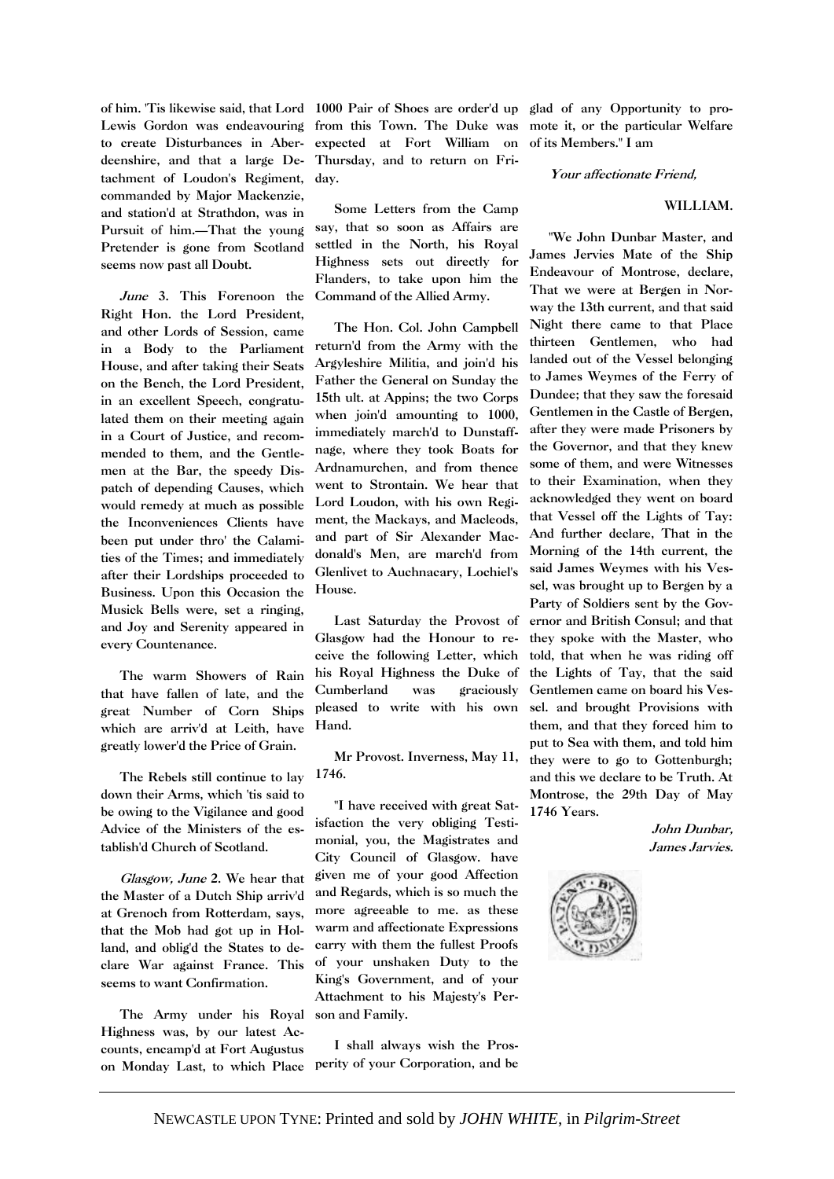of him. 'Tis likewise said, that Lord Lewis Gordon was endeavouring to create Disturbances in Aberdeenshire, and that a large Detachment of Loudon's Regiment, commanded by Major Mackenzie, and station'd at Strathdon, was in Pursuit of him.—That the young Pretender is gone from Scotland seems now past all Doubt.

*June* 3. This Forenoon the Right Hon. the Lord President, and other Lords of Session, came in a Body to the Parliament House, and after taking their Seats on the Bench, the Lord President, in an excellent Speech, congratulated them on their meeting again in a Court of Justice, and recommended to them, and the Gentlemen at the Bar, the speedy Dispatch of depending Causes, which would remedy at much as possible the Inconveniences Clients have been put under thro' the Calamities of the Times; and immediately after their Lordships proceeded to Business. Upon this Occasion the Musick Bells were, set a ringing, and Joy and Serenity appeared in every Countenance.

The warm Showers of Rain that have fallen of late, and the great Number of Corn Ships which are arriv'd at Leith, have greatly lower'd the Price of Grain.

The Rebels still continue to lay down their Arms, which 'tis said to be owing to the Vigilance and good Advice of the Ministers of the establish'd Church of Scotland.

*Glasgow, June* 2. We hear that the Master of a Dutch Ship arriv'd at Grenoch from Rotterdam, says, that the Mob had got up in Holland, and oblig'd the States to declare War against France. This seems to want Confirmation.

The Army under his Royal Highness was, by our latest Accounts, encamp'd at Fort Augustus on Monday Last, to which Place 1000 Pair of Shoes are order'd up from this Town. The Duke was expected at Fort William on Thursday, and to return on Friday.

Some Letters from the Camp say, that so soon as Affairs are settled in the North, his Royal Highness sets out directly for Flanders, to take upon him the Command of the Allied Army.

The Hon. Col. John Campbell return'd from the Army with the Argyleshire Militia, and join'd his Father the General on Sunday the 15th ult. at Appins; the two Corps when join'd amounting to 1000, immediately march'd to Dunstaffnage, where they took Boats for Ardnamurchen, and from thence went to Strontain. We hear that Lord Loudon, with his own Regiment, the Mackays, and Macleods, and part of Sir Alexander Macdonald's Men, are march'd from Glenlivet to Auchnacary, Lochiel's House.

Last Saturday the Provost of Glasgow had the Honour to receive the following Letter, which his Royal Highness the Duke of Cumberland was graciously pleased to write with his own Hand.

Mr Provost. Inverness, May 11, 1746.

"I have received with great Satisfaction the very obliging Testimonial, you, the Magistrates and City Council of Glasgow. have given me of your good Affection and Regards, which is so much the more agreeable to me. as these warm and affectionate Expressions carry with them the fullest Proofs of your unshaken Duty to the King's Government, and of your Attachment to his Majesty's Person and Family.

I shall always wish the Prosperity of your Corporation, and be glad of any Opportunity to promote it, or the particular Welfare of its Members." I am

*Your affectionate Friend,*

WILLIAM.

"We John Dunbar Master, and James Jervies Mate of the Ship Endeavour of Montrose, declare, That we were at Bergen in Norway the 13th current, and that said Night there came to that Place thirteen Gentlemen, who had landed out of the Vessel belonging to James Weymes of the Ferry of Dundee; that they saw the foresaid Gentlemen in the Castle of Bergen, after they were made Prisoners by the Governor, and that they knew some of them, and were Witnesses to their Examination, when they acknowledged they went on board that Vessel off the Lights of Tay: And further declare, That in the Morning of the 14th current, the said James Weymes with his Vessel, was brought up to Bergen by a Party of Soldiers sent by the Governor and British Consul; and that they spoke with the Master, who told, that when he was riding off the Lights of Tay, that the said Gentlemen came on board his Vessel. and brought Provisions with them, and that they forced him to put to Sea with them, and told him they were to go to Gottenburgh; and this we declare to be Truth. At Montrose, the 29th Day of May 1746 Years.

*John Dunbar,*
*James Jarvies.*

NEWCASTLE UPON TYNE: Printed and sold by *JOHN WHITE*, in *Pilgrim-Street*